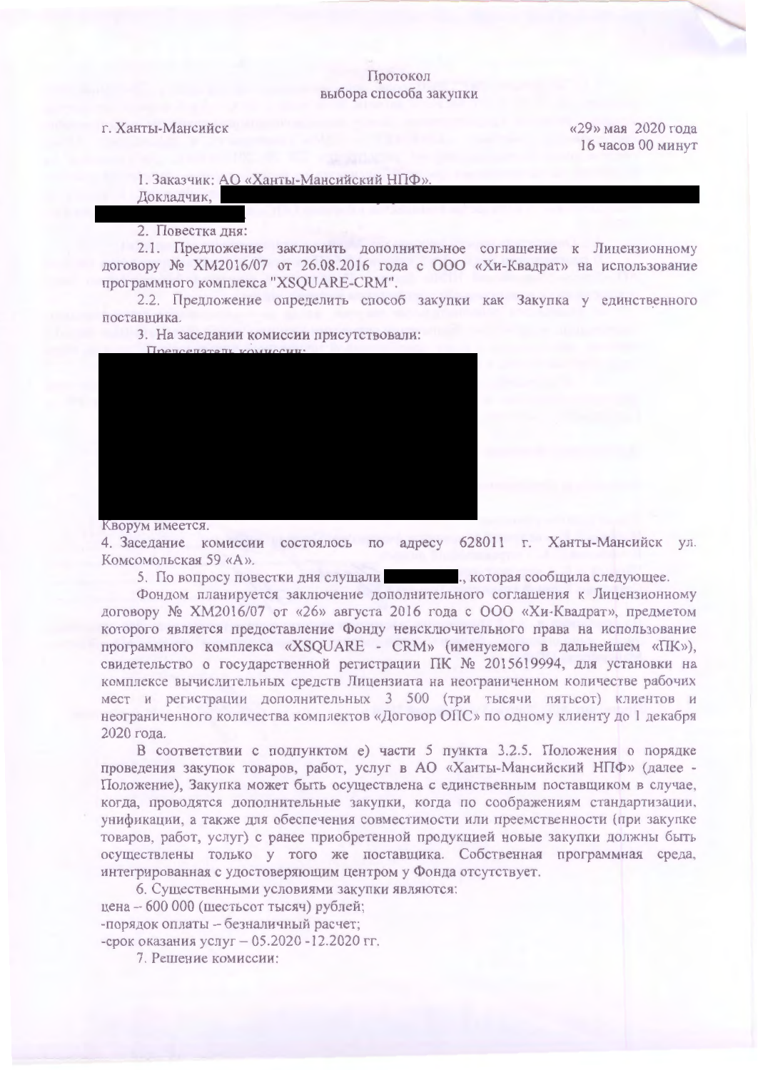Протокол
выбора способа закупки

г. Ханты-Мансийск «29» мая 2020 года
16 часов 00 минут

1. Заказчик: АО «Ханты-Мансийский НПФ».
Докладчик,

2. Повестка дня:
2.1. Предложение заключить дополнительное соглашение к Лицензионному договору № ХМ2016/07 от 26.08.2016 года с ООО «Хи-Квадрат» на использование программного комплекса "XSQUARE-CRM".
2.2. Предложение определить способ закупки как Закупка у единственного поставщика.
3. На заседании комиссии присутствовали:

Кворум имеется.
4. Заседание комиссии состоялось по адресу 628011 г. Ханты-Мансийск ул. Комсомольская 59 «А».
5. По вопросу повестки дня слушали ., которая сообщила следующее.

Фондом планируется заключение дополнительного соглашения к Лицензионному договору № ХМ2016/07 от «26» августа 2016 года с ООО «Хи-Квадрат», предметом которого является предоставление Фонду неисключительного права на использование программного комплекса «XSQUARE - CRM» (именуемого в дальнейшем «ПК»), свидетельство о государственной регистрации ПК № 2015619994, для установки на комплексе вычислительных средств Лицензиата на неограниченном количестве рабочих мест и регистрации дополнительных 3 500 (три тысячи пятьсот) клиентов и неограниченного количества комплектов «Договор ОПС» по одному клиенту до 1 декабря 2020 года.

В соответствии с подпунктом е) части 5 пункта 3.2.5. Положения о порядке проведения закупок товаров, работ, услуг в АО «Ханты-Мансийский НПФ» (далее - Положение), Закупка может быть осуществлена с единственным поставщиком в случае, когда, проводятся дополнительные закупки, когда по соображениям стандартизации, унификации, а также для обеспечения совместимости или преемственности (при закупке товаров, работ, услуг) с ранее приобретенной продукцией новые закупки должны быть осуществлены только у того же поставщика. Собственная программная среда, интегрированная с удостоверяющим центром у Фонда отсутствует.

6. Существенными условиями закупки являются:
цена – 600 000 (шестьсот тысяч) рублей;
-порядок оплаты – безналичный расчет;
-срок оказания услуг – 05.2020 -12.2020 гг.

7. Решение комиссии: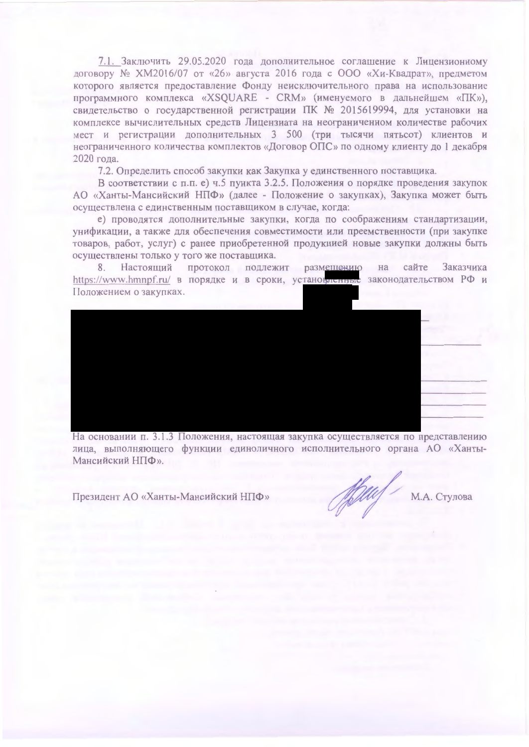7.1. Заключить 29.05.2020 года дополнительное соглашение к Лицензионному договору № ХМ2016/07 от «26» августа 2016 года с ООО «Хи-Квадрат», предметом которого является предоставление Фонду неисключительного права на использование программного комплекса «XSQUARE - CRM» (именуемого в дальнейшем «ПК»), свидетельство о государственной регистрации ПК № 2015619994, для установки на комплексе вычислительных средств Лицензиата на неограниченном количестве рабочих мест и регистрации дополнительных 3 500 (три тысячи пятьсот) клиентов и неограниченного количества комплектов «Договор ОПС» по одному клиенту до 1 декабря 2020 года.

7.2. Определить способ закупки как Закупка у единственного поставщика.

В соответствии с п.п. е) ч.5 пункта 3.2.5. Положения о порядке проведения закупок АО «Ханты-Мансийский НПФ» (далее - Положение о закупках), Закупка может быть осуществлена с единственным поставщиком в случае, когда:

е) проводятся дополнительные закупки, когда по соображениям стандартизации, унификации, а также для обеспечения совместимости или преемственности (при закупке товаров, работ, услуг) с ранее приобретенной продукцией новые закупки должны быть осуществлены только у того же поставщика.

8. Настоящий протокол подлежит размещению на сайте Заказчика https://www.hmnpf.ru/ в порядке и в сроки, установленные законодательством РФ и Положением о закупках.

На основании п. 3.1.3 Положения, настоящая закупка осуществляется по представлению лица, выполняющего функции единоличного исполнительного органа АО «Ханты-Мансийский НПФ».

Президент АО «Ханты-Мансийский НПФ» М.А. Стулова